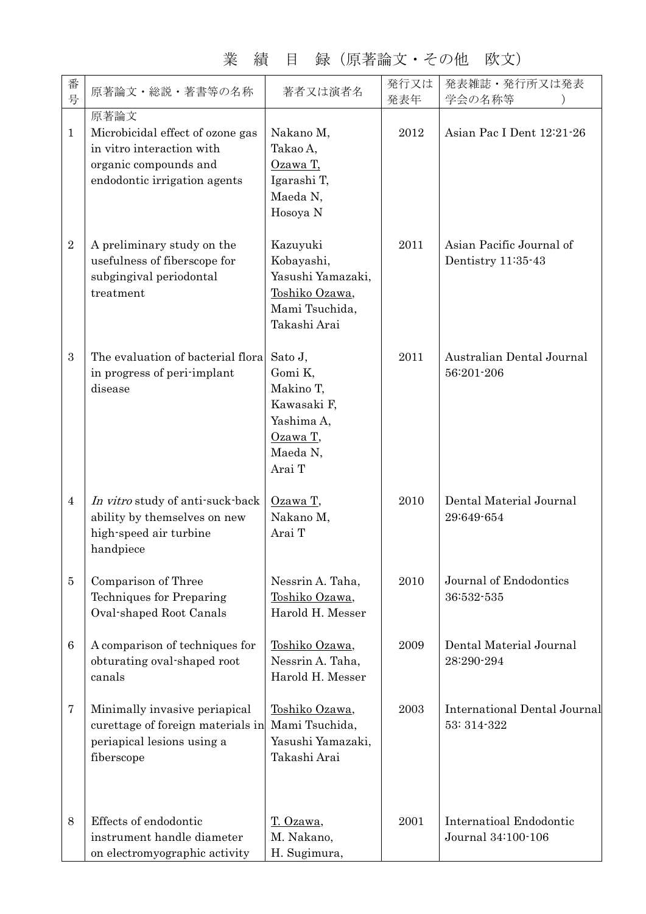# 業　績　目　録（原著論文・その他　欧文）

| 番号 | 原著論文・総説・著書等の名称 | 著者又は演者名 | 発行又は発表年 | 発表雑誌・発行所又は発表学会の名称等　　　） |
|---|---|---|---|---|
| | 原著論文 | | | |
| 1 | Microbicidal effect of ozone gas in vitro interaction with organic compounds and endodontic irrigation agents | Nakano M, Takao A, Ozawa T, Igarashi T, Maeda N, Hosoya N | 2012 | Asian Pac I Dent 12:21-26 |
| 2 | A preliminary study on the usefulness of fiberscope for subgingival periodontal treatment | Kazuyuki Kobayashi, Yasushi Yamazaki, Toshiko Ozawa, Mami Tsuchida, Takashi Arai | 2011 | Asian Pacific Journal of Dentistry 11:35-43 |
| 3 | The evaluation of bacterial flora in progress of peri-implant disease | Sato J, Gomi K, Makino T, Kawasaki F, Yashima A, Ozawa T, Maeda N, Arai T | 2011 | Australian Dental Journal 56:201-206 |
| 4 | *In vitro* study of anti-suck-back ability by themselves on new high-speed air turbine handpiece | Ozawa T, Nakano M, Arai T | 2010 | Dental Material Journal 29:649-654 |
| 5 | Comparison of Three Techniques for Preparing Oval-shaped Root Canals | Nessrin A. Taha, Toshiko Ozawa, Harold H. Messer | 2010 | Journal of Endodontics 36:532-535 |
| 6 | A comparison of techniques for obturating oval-shaped root canals | Toshiko Ozawa, Nessrin A. Taha, Harold H. Messer | 2009 | Dental Material Journal 28:290-294 |
| 7 | Minimally invasive periapical curettage of foreign materials in periapical lesions using a fiberscope | Toshiko Ozawa, Mami Tsuchida, Yasushi Yamazaki, Takashi Arai | 2003 | International Dental Journal 53: 314-322 |
| 8 | Effects of endodontic instrument handle diameter on electromyographic activity | T. Ozawa, M. Nakano, H. Sugimura, | 2001 | Internatioal Endodontic Journal 34:100-106 |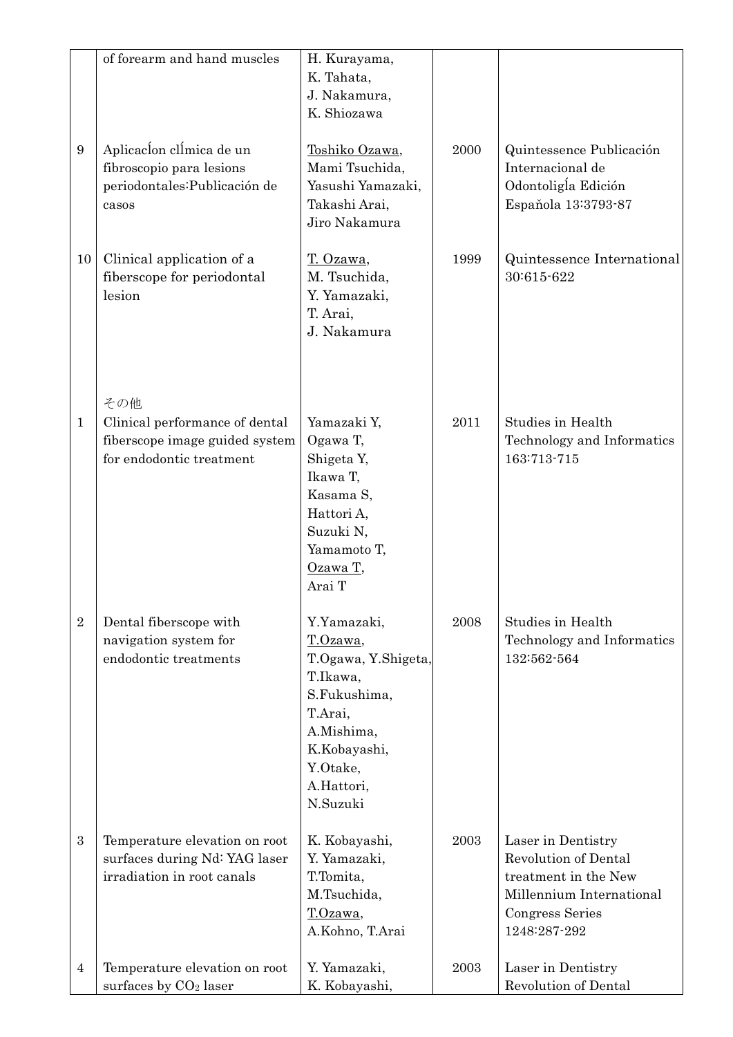|  | Title | Authors | Year | Source |
|---|---|---|---|---|
|  | of forearm and hand muscles | H. Kurayama, K. Tahata, J. Nakamura, K. Shiozawa |  |  |
| 9 | AplicacÍon clÍmica de un fibroscopio para lesions periodontales:Publicación de casos | Toshiko Ozawa, Mami Tsuchida, Yasushi Yamazaki, Takashi Arai, Jiro Nakamura | 2000 | Quintessence Publicación Internacional de OdontoligÍa Edición Espaňola 13:3793-87 |
| 10 | Clinical application of a fiberscope for periodontal lesion | T. Ozawa, M. Tsuchida, Y. Yamazaki, T. Arai, J. Nakamura | 1999 | Quintessence International 30:615-622 |
|  | その他 |  |  |  |
| 1 | Clinical performance of dental fiberscope image guided system for endodontic treatment | Yamazaki Y, Ogawa T, Shigeta Y, Ikawa T, Kasama S, Hattori A, Suzuki N, Yamamoto T, Ozawa T, Arai T | 2011 | Studies in Health Technology and Informatics 163:713-715 |
| 2 | Dental fiberscope with navigation system for endodontic treatments | Y.Yamazaki, T.Ozawa, T.Ogawa, Y.Shigeta, T.Ikawa, S.Fukushima, T.Arai, A.Mishima, K.Kobayashi, Y.Otake, A.Hattori, N.Suzuki | 2008 | Studies in Health Technology and Informatics 132:562-564 |
| 3 | Temperature elevation on root surfaces during Nd: YAG laser irradiation in root canals | K. Kobayashi, Y. Yamazaki, T.Tomita, M.Tsuchida, T.Ozawa, A.Kohno, T.Arai | 2003 | Laser in Dentistry Revolution of Dental treatment in the New Millennium International Congress Series 1248:287-292 |
| 4 | Temperature elevation on root surfaces by $CO_2$ laser | Y. Yamazaki, K. Kobayashi, | 2003 | Laser in Dentistry Revolution of Dental |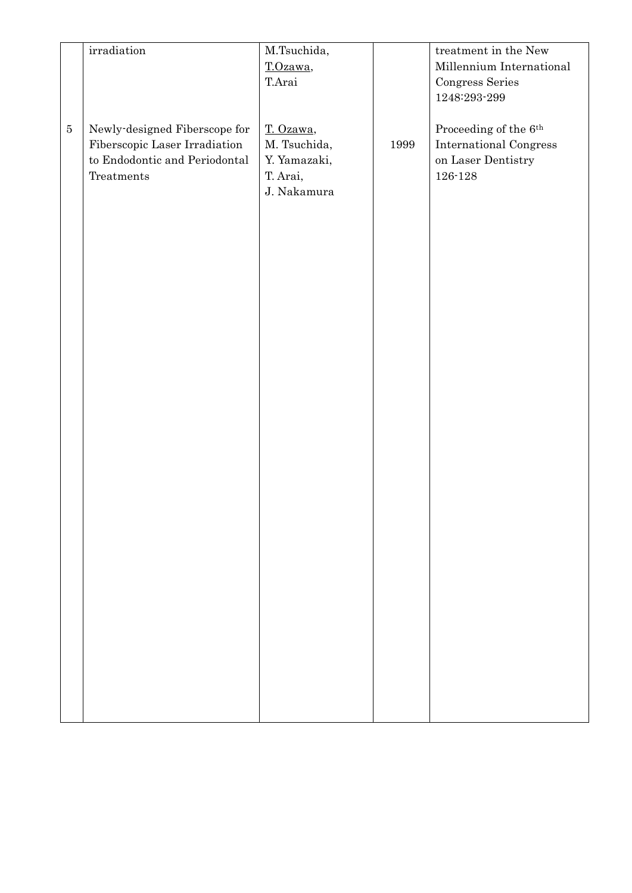| | | | | |
|---|---|---|---|---|
| | irradiation | M.Tsuchida, T.Ozawa, T.Arai | | treatment in the New Millennium International Congress Series 1248:293-299 |
| 5 | Newly-designed Fiberscope for Fiberscopic Laser Irradiation to Endodontic and Periodontal Treatments | T. Ozawa, M. Tsuchida, Y. Yamazaki, T. Arai, J. Nakamura | 1999 | Proceeding of the 6th International Congress on Laser Dentistry 126-128 |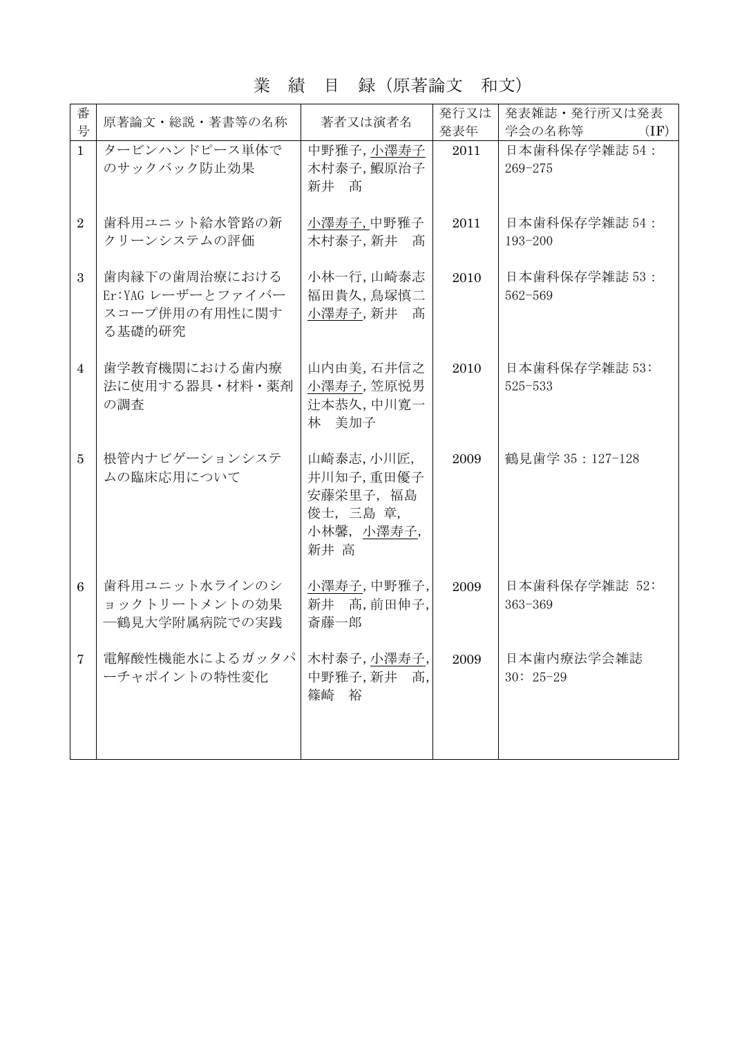# 業　績　目　録（原著論文　和文）

| 番号 | 原著論文・総説・著書等の名称 | 著者又は演者名 | 発行又は発表年 | 発表雑誌・発行所又は発表学会の名称等　　(IF) |
|---|---|---|---|---|
| 1 | タービンハンドピース単体でのサックバック防止効果 | 中野雅子, 小澤寿子 木村泰子, 鰕原治子 新井　髙 | 2011 | 日本歯科保存学雑誌 54：269-275 |
| 2 | 歯科用ユニット給水管路の新クリーンシステムの評価 | 小澤寿子, 中野雅子 木村泰子, 新井　髙 | 2011 | 日本歯科保存学雑誌 54：193-200 |
| 3 | 歯肉縁下の歯周治療におけるEr:YAG レーザーとファイバースコープ併用の有用性に関する基礎的研究 | 小林一行, 山崎泰志 福田貴久, 鳥塚慎二 小澤寿子, 新井　髙 | 2010 | 日本歯科保存学雑誌 53：562-569 |
| 4 | 歯学教育機関における歯内療法に使用する器具・材料・薬剤の調査 | 山内由美, 石井信之 小澤寿子, 笠原悦男 辻本恭久, 中川寛一 林　美加子 | 2010 | 日本歯科保存学雑誌 53:525-533 |
| 5 | 根管内ナビゲーションシステムの臨床応用について | 山崎泰志, 小川匠, 井川知子, 重田優子 安藤栄里子, 福島俊士, 三島 章, 小林馨, 小澤寿子, 新井 高 | 2009 | 鶴見歯学 35：127-128 |
| 6 | 歯科用ユニット水ラインのショックトリートメントの効果—鶴見大学附属病院での実践 | 小澤寿子, 中野雅子, 新井　髙, 前田伸子, 斎藤一郎 | 2009 | 日本歯科保存学雑誌 52:363-369 |
| 7 | 電解酸性機能水によるガッタパーチャポイントの特性変化 | 木村泰子, 小澤寿子, 中野雅子, 新井　髙, 篠崎　裕 | 2009 | 日本歯内療法学会雑誌 30：25-29 |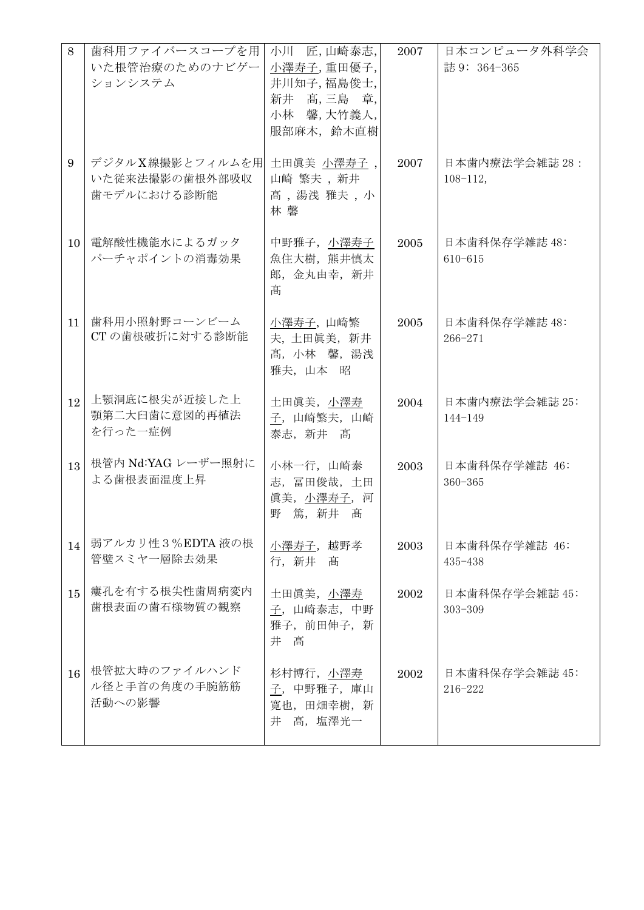| 8 | 歯科用ファイバースコープを用いた根管治療のためのナビゲーションシステム | 小川　匠, 山崎泰志, 小澤寿子, 重田優子, 井川知子, 福島俊士, 新井　髙, 三島　章, 小林　馨, 大竹義人, 服部麻木，鈴木直樹 | 2007 | 日本コンピュータ外科学会誌 9：364-365 |
|---|---|---|---|---|
| 9 | デジタルX線撮影とフィルムを用いた従来法撮影の歯根外部吸収歯モデルにおける診断能 | 土田眞美 小澤寿子 , 山崎 繁夫 , 新井 髙 , 湯浅 雅夫 , 小林 馨 | 2007 | 日本歯内療法学会雑誌 28 : 108-112, |
| 10 | 電解酸性機能水によるガッタパーチャポイントの消毒効果 | 中野雅子，小澤寿子 魚住大樹，熊井慎太郎，金丸由幸，新井髙 | 2005 | 日本歯科保存学雑誌 48: 610-615 |
| 11 | 歯科用小照射野コーンビーム CT の歯根破折に対する診断能 | 小澤寿子, 山崎繁夫, 土田眞美，新井髙，小林　馨，湯浅雅夫，山本　昭 | 2005 | 日本歯科保存学雑誌 48: 266-271 |
| 12 | 上顎洞底に根尖が近接した上顎第二大臼歯に意図的再植法を行った一症例 | 土田眞美，小澤寿子，山崎繁夫，山崎泰志，新井　髙 | 2004 | 日本歯内療法学会雑誌 25: 144-149 |
| 13 | 根管内 Nd:YAG レーザー照射による歯根表面温度上昇 | 小林一行，山崎泰志，冨田俊哉，土田眞美，小澤寿子，河野　篤，新井　髙 | 2003 | 日本歯科保存学雑誌 46: 360-365 |
| 14 | 弱アルカリ性３％EDTA 液の根管壁スミヤー層除去効果 | 小澤寿子，越野孝行，新井　髙 | 2003 | 日本歯科保存学雑誌 46: 435-438 |
| 15 | 瘻孔を有する根尖性歯周病変内歯根表面の歯石様物質の観察 | 土田眞美，小澤寿子，山崎泰志，中野雅子，前田伸子，新井　髙 | 2002 | 日本歯科保存学会雑誌 45: 303-309 |
| 16 | 根管拡大時のファイルハンドル径と手首の角度の手腕筋筋活動への影響 | 杉村博行，小澤寿子，中野雅子，庫山寛也，田畑幸樹，新井　髙，塩澤光一 | 2002 | 日本歯科保存学会雑誌 45: 216-222 |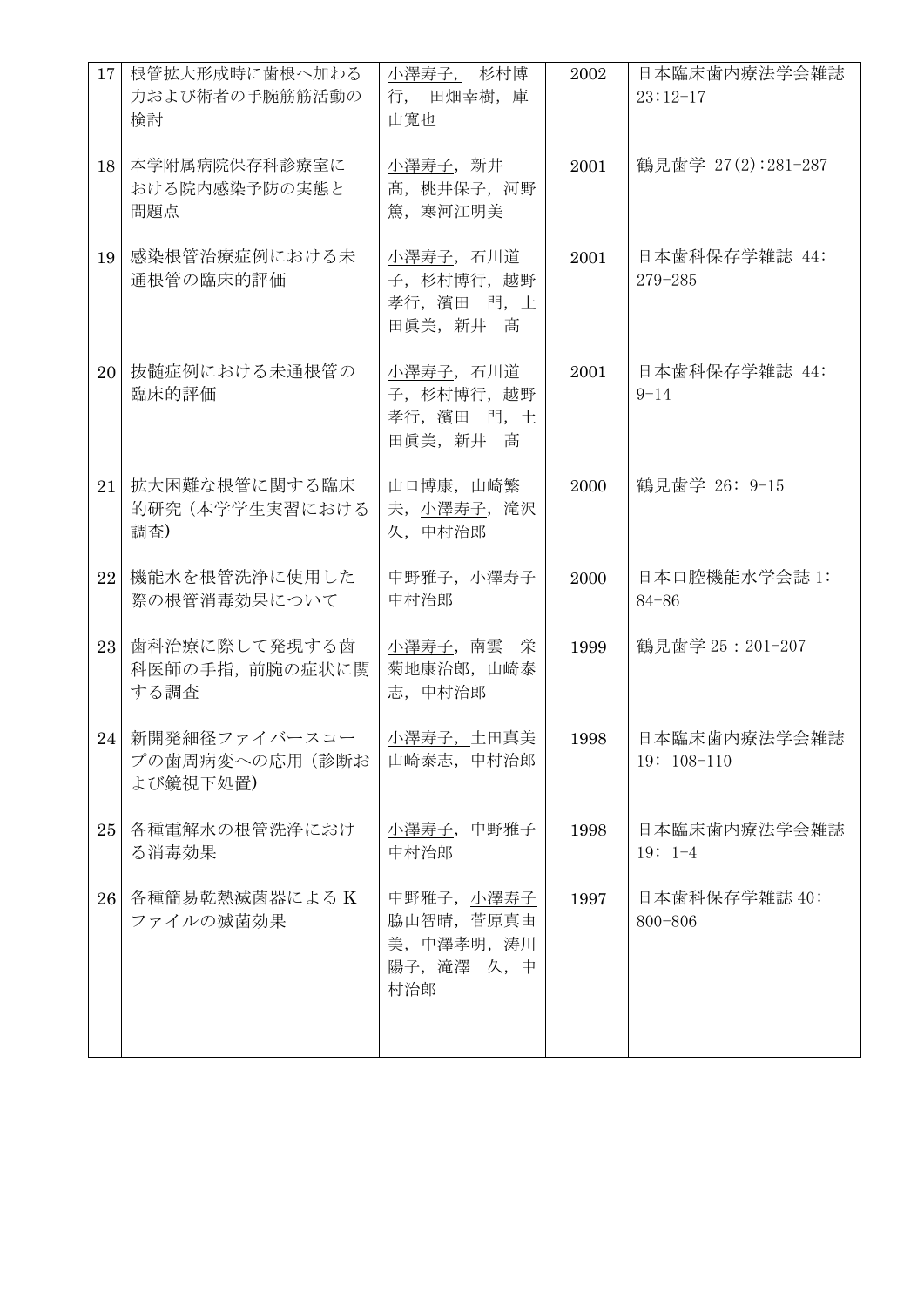| 17 | 根管拡大形成時に歯根へ加わる力および術者の手腕筋筋活動の検討 | 小澤寿子, 杉村博行, 田畑幸樹, 庫山寛也 | 2002 | 日本臨床歯内療法学会雑誌 23:12-17 |
|---|---|---|---|---|
| 18 | 本学附属病院保存科診療室における院内感染予防の実態と問題点 | 小澤寿子, 新井髙, 桃井保子, 河野篤, 寒河江明美 | 2001 | 鶴見歯学 27(2):281-287 |
| 19 | 感染根管治療症例における未通根管の臨床的評価 | 小澤寿子, 石川道子, 杉村博行, 越野孝行, 濱田 門, 土田眞美, 新井 髙 | 2001 | 日本歯科保存学雑誌 44: 279-285 |
| 20 | 抜髄症例における未通根管の臨床的評価 | 小澤寿子, 石川道子, 杉村博行, 越野孝行, 濱田 門, 土田眞美, 新井 髙 | 2001 | 日本歯科保存学雑誌 44: 9-14 |
| 21 | 拡大困難な根管に関する臨床的研究（本学学生実習における調査） | 山口博康, 山崎繁夫, 小澤寿子, 滝沢久, 中村治郎 | 2000 | 鶴見歯学 26: 9-15 |
| 22 | 機能水を根管洗浄に使用した際の根管消毒効果について | 中野雅子, 小澤寿子 中村治郎 | 2000 | 日本口腔機能水学会誌 1: 84-86 |
| 23 | 歯科治療に際して発現する歯科医師の手指, 前腕の症状に関する調査 | 小澤寿子, 南雲 栄 菊地康治郎, 山崎泰志, 中村治郎 | 1999 | 鶴見歯学 25 : 201-207 |
| 24 | 新開発細径ファイバースコープの歯周病変への応用（診断および鏡視下処置） | 小澤寿子, 土田真美 山崎泰志, 中村治郎 | 1998 | 日本臨床歯内療法学会雑誌 19: 108-110 |
| 25 | 各種電解水の根管洗浄における消毒効果 | 小澤寿子, 中野雅子 中村治郎 | 1998 | 日本臨床歯内療法学会雑誌 19: 1-4 |
| 26 | 各種簡易乾熱滅菌器による K ファイルの滅菌効果 | 中野雅子, 小澤寿子 脇山智晴, 菅原真由美, 中澤孝明, 涛川陽子, 滝澤 久, 中村治郎 | 1997 | 日本歯科保存学雑誌 40: 800-806 |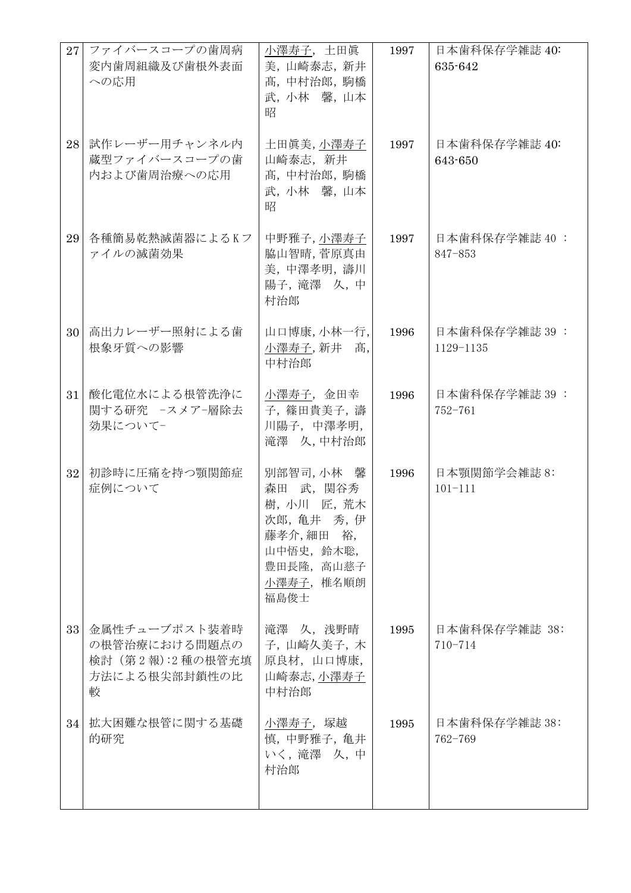| 27 | ファイバースコープの歯周病変内歯周組織及び歯根外表面への応用 | 小澤寿子，土田眞美，山崎泰志，新井髙，中村治郎，駒橋武，小林　馨，山本昭 | 1997 | 日本歯科保存学雑誌 40: 635-642 |
|---|---|---|---|---|
| 28 | 試作レーザー用チャンネル内蔵型ファイバースコープの歯内および歯周治療への応用 | 土田眞美，小澤寿子 山崎泰志，新井髙，中村治郎，駒橋武，小林　馨，山本昭 | 1997 | 日本歯科保存学雑誌 40: 643-650 |
| 29 | 各種簡易乾熱滅菌器によるKファイルの滅菌効果 | 中野雅子，小澤寿子 脇山智晴，菅原真由美，中澤孝明，濤川陽子，滝澤　久，中村治郎 | 1997 | 日本歯科保存学雑誌 40 : 847-853 |
| 30 | 高出力レーザー照射による歯根象牙質への影響 | 山口博康，小林一行，小澤寿子，新井　髙，中村治郎 | 1996 | 日本歯科保存学雑誌 39 : 1129-1135 |
| 31 | 酸化電位水による根管洗浄に関する研究　-スメア-層除去効果について- | 小澤寿子，金田幸子，篠田貴美子，濤川陽子，中澤孝明，滝澤　久，中村治郎 | 1996 | 日本歯科保存学雑誌 39 : 752-761 |
| 32 | 初診時に圧痛を持つ顎関節症症例について | 別部智司，小林　馨 森田　武，関谷秀樹，小川　匠，荒木次郎，亀井　秀，伊藤孝介，細田　裕，山中悟史，鈴木聡，豊田長隆，高山慈子 小澤寿子，椎名順朗 福島俊士 | 1996 | 日本顎関節学会雑誌 8: 101-111 |
| 33 | 金属性チューブポスト装着時の根管治療における問題点の検討（第2報）:2種の根管充填方法による根尖部封鎖性の比較 | 滝澤　久，浅野晴子，山崎久美子，木原良材，山口博康，山崎泰志，小澤寿子 中村治郎 | 1995 | 日本歯科保存学雑誌 38: 710-714 |
| 34 | 拡大困難な根管に関する基礎的研究 | 小澤寿子，塚越慎，中野雅子，亀井いく，滝澤　久，中村治郎 | 1995 | 日本歯科保存学雑誌 38: 762-769 |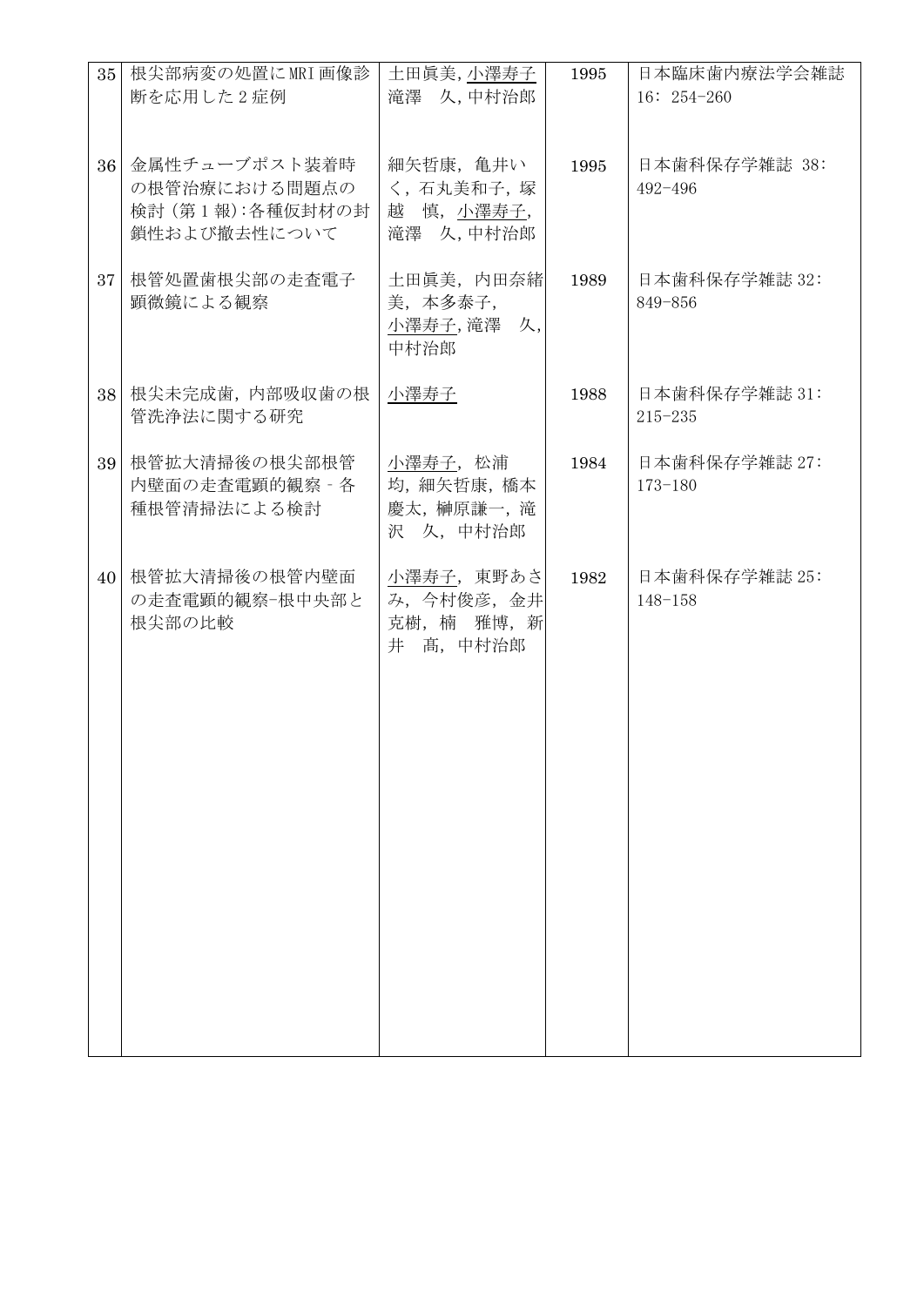| 35 | 根尖部病変の処置にMRI画像診断を応用した2症例 | 土田眞美, 小澤寿子<br>滝澤　久, 中村治郎 | 1995 | 日本臨床歯内療法学会雑誌 16: 254-260 |
|---|---|---|---|---|
| 36 | 金属性チューブポスト装着時の根管治療における問題点の検討(第1報):各種仮封材の封鎖性および撤去性について | 細矢哲康, 亀井いく, 石丸美和子, 塚越　慎, 小澤寿子, 滝澤　久, 中村治郎 | 1995 | 日本歯科保存学雑誌 38: 492-496 |
| 37 | 根管処置歯根尖部の走査電子顕微鏡による観察 | 土田眞美, 内田奈緒美, 本多泰子,<br>小澤寿子, 滝澤　久, 中村治郎 | 1989 | 日本歯科保存学雑誌 32: 849-856 |
| 38 | 根尖未完成歯, 内部吸収歯の根管洗浄法に関する研究 | 小澤寿子 | 1988 | 日本歯科保存学雑誌 31: 215-235 |
| 39 | 根管拡大清掃後の根尖部根管内壁面の走査電顕的観察 - 各種根管清掃法による検討 | 小澤寿子, 松浦均, 細矢哲康, 橋本慶太, 榊原謙一, 滝沢　久, 中村治郎 | 1984 | 日本歯科保存学雑誌 27: 173-180 |
| 40 | 根管拡大清掃後の根管内壁面の走査電顕的観察-根中央部と根尖部の比較 | 小澤寿子, 東野あさみ, 今村俊彦, 金井克樹, 楠　雅博, 新井　高, 中村治郎 | 1982 | 日本歯科保存学雑誌 25: 148-158 |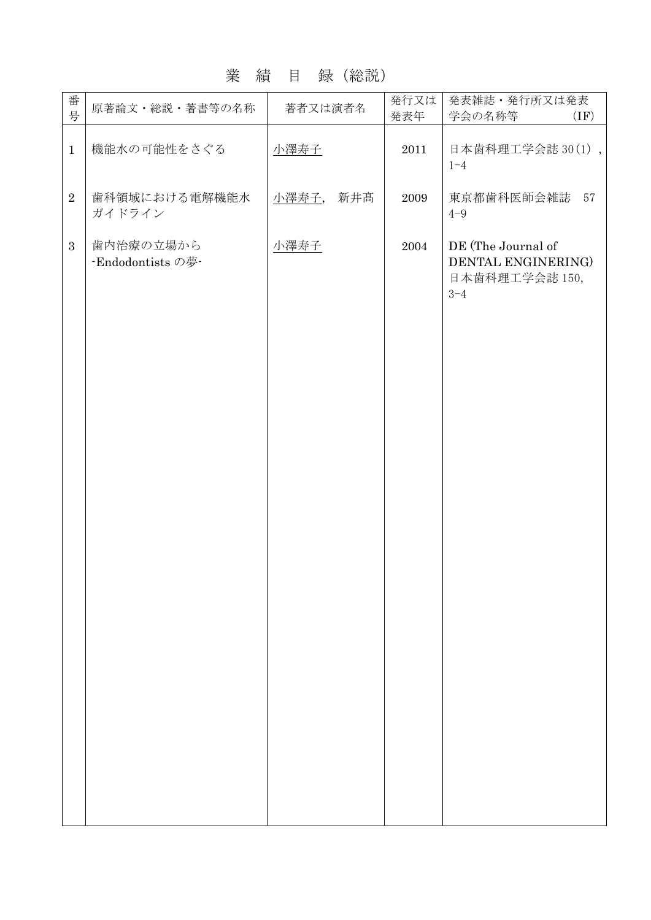# 業　績　目　録（総説）

| 番号 | 原著論文・総説・著書等の名称 | 著者又は演者名 | 発行又は発表年 | 発表雑誌・発行所又は発表学会の名称等　(IF) |
|---|---|---|---|---|
| 1 | 機能水の可能性をさぐる | 小澤寿子 | 2011 | 日本歯科理工学会誌 30(1)，1-4 |
| 2 | 歯科領域における電解機能水ガイドライン | 小澤寿子,　新井髙 | 2009 | 東京都歯科医師会雑誌　57 4-9 |
| 3 | 歯内治療の立場から -Endodontists の夢- | 小澤寿子 | 2004 | DE (The Journal of DENTAL ENGINERING) 日本歯科理工学会誌 150, 3-4 |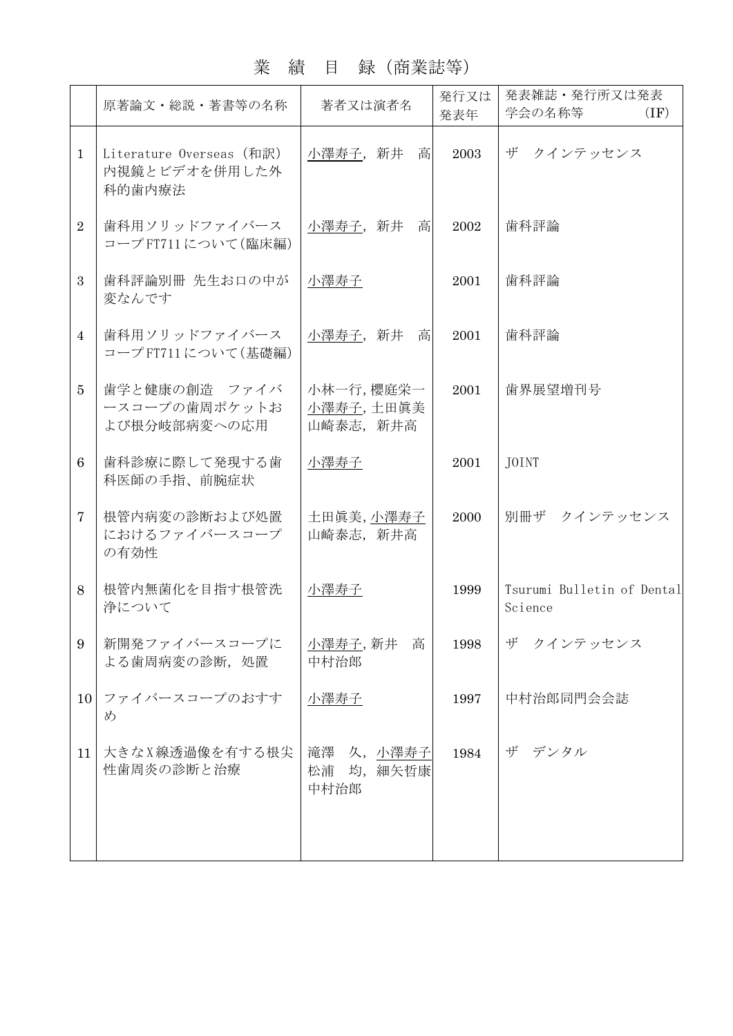# 業　績　目　録（商業誌等）

| | 原著論文・総説・著書等の名称 | 著者又は演者名 | 発行又は発表年 | 発表雑誌・発行所又は発表学会の名称等　　　(IF) |
|---|---|---|---|---|
| 1 | Literature Overseas（和訳）内視鏡とビデオを併用した外科的歯内療法 | 小澤寿子，新井　高 | 2003 | ザ　クインテッセンス |
| 2 | 歯科用ソリッドファイバースコープFT711について(臨床編) | 小澤寿子，新井　高 | 2002 | 歯科評論 |
| 3 | 歯科評論別冊 先生お口の中が変なんです | 小澤寿子 | 2001 | 歯科評論 |
| 4 | 歯科用ソリッドファイバースコープFT711について(基礎編) | 小澤寿子，新井　高 | 2001 | 歯科評論 |
| 5 | 歯学と健康の創造　ファイバースコープの歯周ポケットおよび根分岐部病変への応用 | 小林一行,櫻庭栄一小澤寿子,土田眞美山崎泰志，新井高 | 2001 | 歯界展望増刊号 |
| 6 | 歯科診療に際して発現する歯科医師の手指、前腕症状 | 小澤寿子 | 2001 | JOINT |
| 7 | 根管内病変の診断および処置におけるファイバースコープの有効性 | 土田眞美,小澤寿子山崎泰志，新井高 | 2000 | 別冊ザ　クインテッセンス |
| 8 | 根管内無菌化を目指す根管洗浄について | 小澤寿子 | 1999 | Tsurumi Bulletin of Dental Science |
| 9 | 新開発ファイバースコープによる歯周病変の診断，処置 | 小澤寿子,新井　高中村治郎 | 1998 | ザ　クインテッセンス |
| 10 | ファイバースコープのおすすめ | 小澤寿子 | 1997 | 中村治郎同門会会誌 |
| 11 | 大きなX線透過像を有する根尖性歯周炎の診断と治療 | 滝澤　久，小澤寿子松浦　均，細矢哲康中村治郎 | 1984 | ザ　デンタル |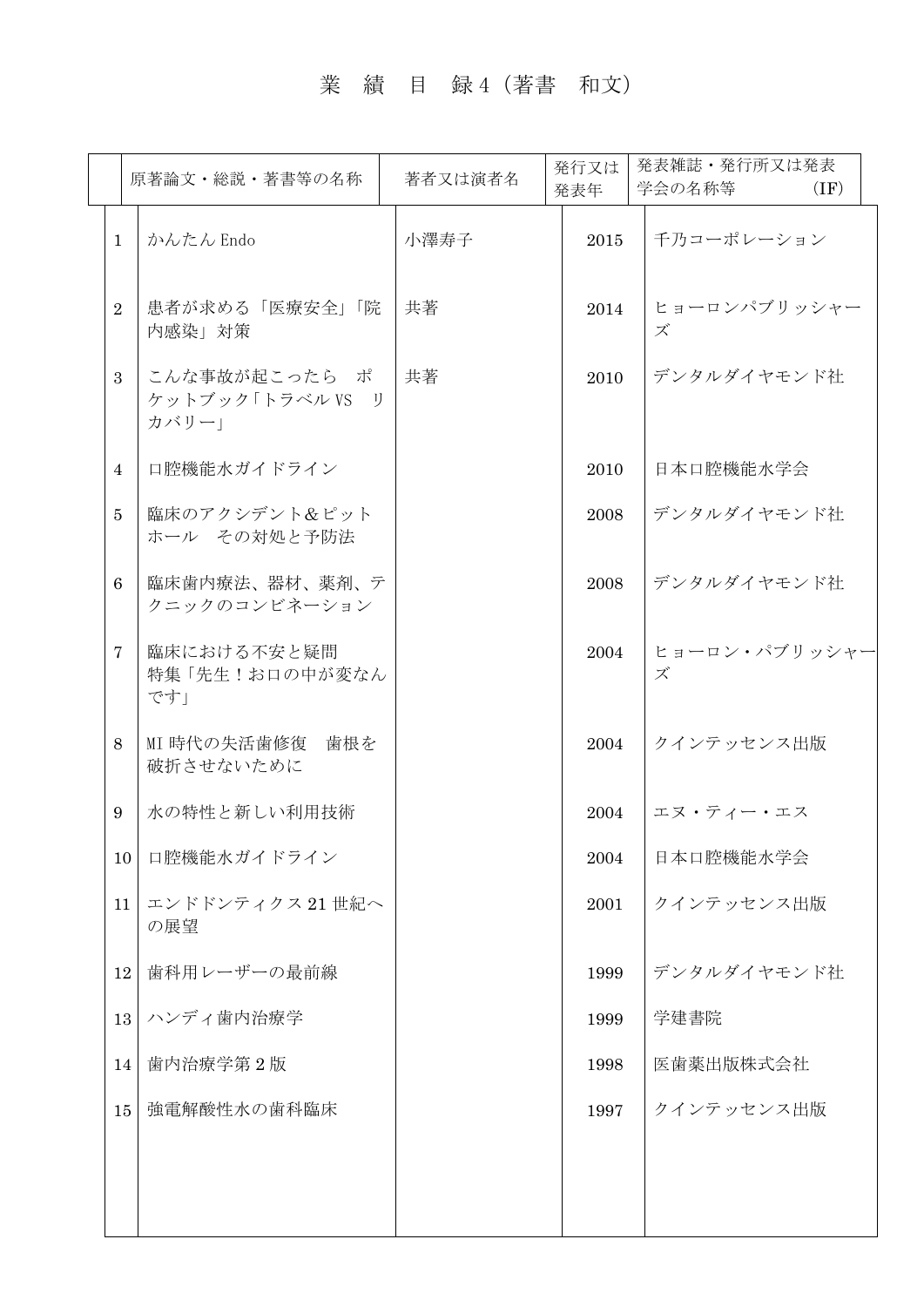# 業　績　目　録4（著書　和文）

| | 原著論文・総説・著書等の名称 | 著者又は演者名 | 発行又は発表年 | 発表雑誌・発行所又は発表学会の名称等　　　　（IF） |
|---|---|---|---|---|
| 1 | かんたん Endo | 小澤寿子 | 2015 | 千乃コーポレーション |
| 2 | 患者が求める「医療安全」「院内感染」対策 | 共著 | 2014 | ヒョーロンパブリッシャーズ |
| 3 | こんな事故が起こったら　ポケットブック「トラベル VS　リカバリー」 | 共著 | 2010 | デンタルダイヤモンド社 |
| 4 | 口腔機能水ガイドライン | | 2010 | 日本口腔機能水学会 |
| 5 | 臨床のアクシデント＆ピットホール　その対処と予防法 | | 2008 | デンタルダイヤモンド社 |
| 6 | 臨床歯内療法、器材、薬剤、テクニックのコンビネーション | | 2008 | デンタルダイヤモンド社 |
| 7 | 臨床における不安と疑問<br>特集「先生！お口の中が変なんです」 | | 2004 | ヒョーロン・パブリッシャーズ |
| 8 | MI 時代の失活歯修復　歯根を破折させないために | | 2004 | クインテッセンス出版 |
| 9 | 水の特性と新しい利用技術 | | 2004 | エヌ・ティー・エス |
| 10 | 口腔機能水ガイドライン | | 2004 | 日本口腔機能水学会 |
| 11 | エンドドンティクス 21 世紀への展望 | | 2001 | クインテッセンス出版 |
| 12 | 歯科用レーザーの最前線 | | 1999 | デンタルダイヤモンド社 |
| 13 | ハンディ歯内治療学 | | 1999 | 学建書院 |
| 14 | 歯内治療学第 2 版 | | 1998 | 医歯薬出版株式会社 |
| 15 | 強電解酸性水の歯科臨床 | | 1997 | クインテッセンス出版 |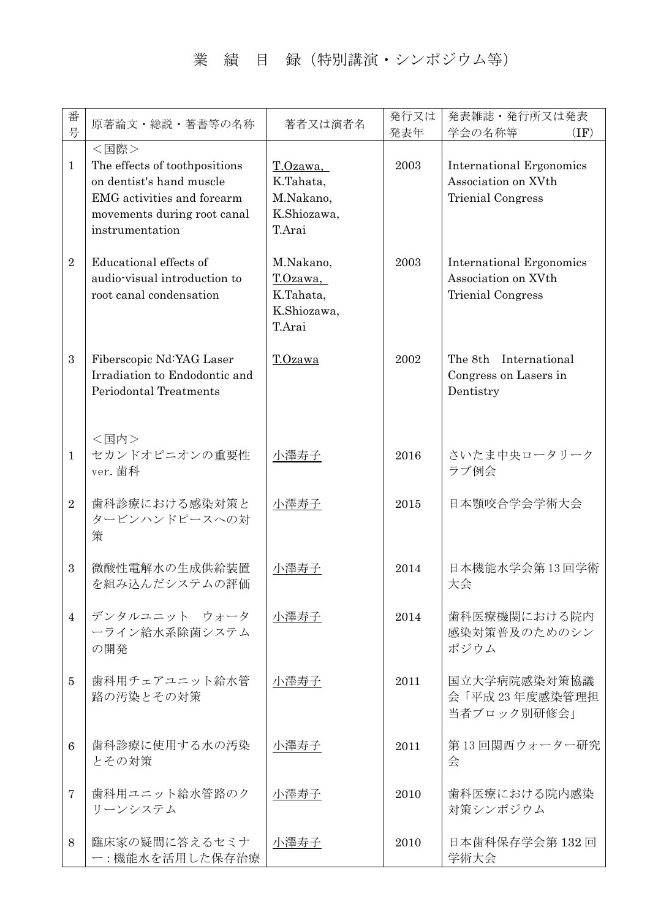# 業　績　目　録（特別講演・シンポジウム等）

| 番号 | 原著論文・総説・著書等の名称 | 著者又は演者名 | 発行又は発表年 | 発表雑誌・発行所又は発表学会の名称等　（IF） |
|---|---|---|---|---|
| | ＜国際＞ | | | |
| 1 | The effects of toothpositions on dentist's hand muscle EMG activities and forearm movements during root canal instrumentation | T.Ozawa, K.Tahata, M.Nakano, K.Shiozawa, T.Arai | 2003 | International Ergonomics Association on XVth Trienial Congress |
| 2 | Educational effects of audio-visual introduction to root canal condensation | M.Nakano, T.Ozawa, K.Tahata, K.Shiozawa, T.Arai | 2003 | International Ergonomics Association on XVth Trienial Congress |
| 3 | Fiberscopic Nd:YAG Laser Irradiation to Endodontic and Periodontal Treatments | T.Ozawa | 2002 | The 8th　International Congress on Lasers in Dentistry |
| | ＜国内＞ | | | |
| 1 | セカンドオピニオンの重要性 ver. 歯科 | 小澤寿子 | 2016 | さいたま中央ロータリークラブ例会 |
| 2 | 歯科診療における感染対策とタービンハンドピースへの対策 | 小澤寿子 | 2015 | 日本顎咬合学会学術大会 |
| 3 | 微酸性電解水の生成供給装置を組み込んだシステムの評価 | 小澤寿子 | 2014 | 日本機能水学会第 13 回学術大会 |
| 4 | デンタルユニット　ウォーターライン給水系除菌システムの開発 | 小澤寿子 | 2014 | 歯科医療機関における院内感染対策普及のためのシンポジウム |
| 5 | 歯科用チェアユニット給水管路の汚染とその対策 | 小澤寿子 | 2011 | 国立大学病院感染対策協議会「平成 23 年度感染管理担当者ブロック別研修会」 |
| 6 | 歯科診療に使用する水の汚染とその対策 | 小澤寿子 | 2011 | 第 13 回関西ウォーター研究会 |
| 7 | 歯科用ユニット給水管路のクリーンシステム | 小澤寿子 | 2010 | 歯科医療における院内感染対策シンポジウム |
| 8 | 臨床家の疑問に答えるセミナー：機能水を活用した保存治療 | 小澤寿子 | 2010 | 日本歯科保存学会第 132 回学術大会 |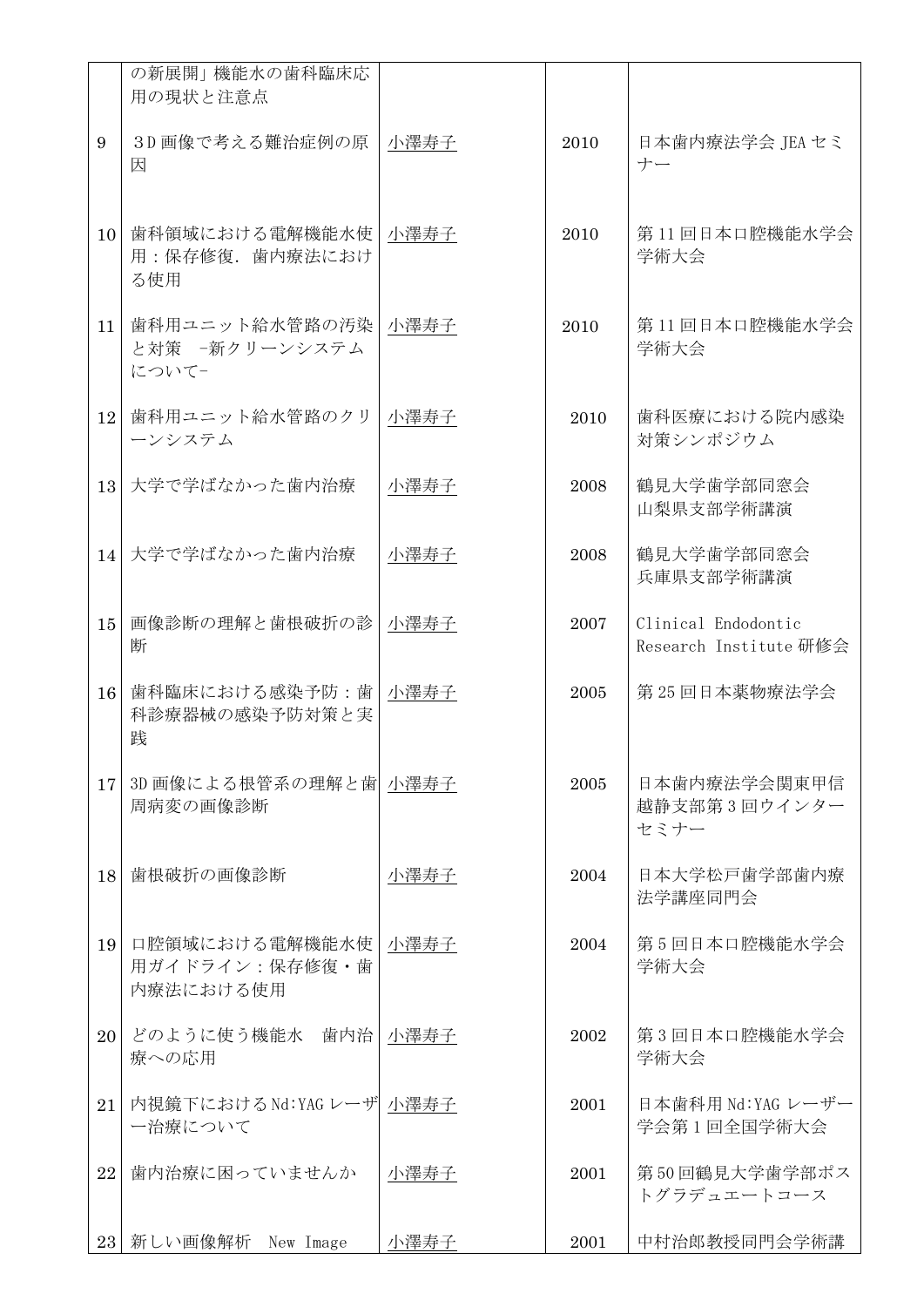| | | | | |
|---|---|---|---|---|
| | の新展開」機能水の歯科臨床応用の現状と注意点 | | | |
| 9 | 3D画像で考える難治症例の原因 | 小澤寿子 | 2010 | 日本歯内療法学会JEAセミナー |
| 10 | 歯科領域における電解機能水使用：保存修復．歯内療法における使用 | 小澤寿子 | 2010 | 第11回日本口腔機能水学会学術大会 |
| 11 | 歯科用ユニット給水管路の汚染と対策　-新クリーンシステムについて- | 小澤寿子 | 2010 | 第11回日本口腔機能水学会学術大会 |
| 12 | 歯科用ユニット給水管路のクリーンシステム | 小澤寿子 | 2010 | 歯科医療における院内感染対策シンポジウム |
| 13 | 大学で学ばなかった歯内治療 | 小澤寿子 | 2008 | 鶴見大学歯学部同窓会山梨県支部学術講演 |
| 14 | 大学で学ばなかった歯内治療 | 小澤寿子 | 2008 | 鶴見大学歯学部同窓会兵庫県支部学術講演 |
| 15 | 画像診断の理解と歯根破折の診断 | 小澤寿子 | 2007 | Clinical Endodontic Research Institute 研修会 |
| 16 | 歯科臨床における感染予防：歯科診療器械の感染予防対策と実践 | 小澤寿子 | 2005 | 第25回日本薬物療法学会 |
| 17 | 3D画像による根管系の理解と歯周病変の画像診断 | 小澤寿子 | 2005 | 日本歯内療法学会関東甲信越静支部第3回ウインターセミナー |
| 18 | 歯根破折の画像診断 | 小澤寿子 | 2004 | 日本大学松戸歯学部歯内療法学講座同門会 |
| 19 | 口腔領域における電解機能水使用ガイドライン：保存修復・歯内療法における使用 | 小澤寿子 | 2004 | 第5回日本口腔機能水学会学術大会 |
| 20 | どのように使う機能水　歯内治療への応用 | 小澤寿子 | 2002 | 第3回日本口腔機能水学会学術大会 |
| 21 | 内視鏡下におけるNd:YAGレーザー治療について | 小澤寿子 | 2001 | 日本歯科用Nd:YAGレーザー学会第1回全国学術大会 |
| 22 | 歯内治療に困っていませんか | 小澤寿子 | 2001 | 第50回鶴見大学歯学部ポストグラデュエートコース |
| 23 | 新しい画像解析　New Image | 小澤寿子 | 2001 | 中村治郎教授同門会学術講 |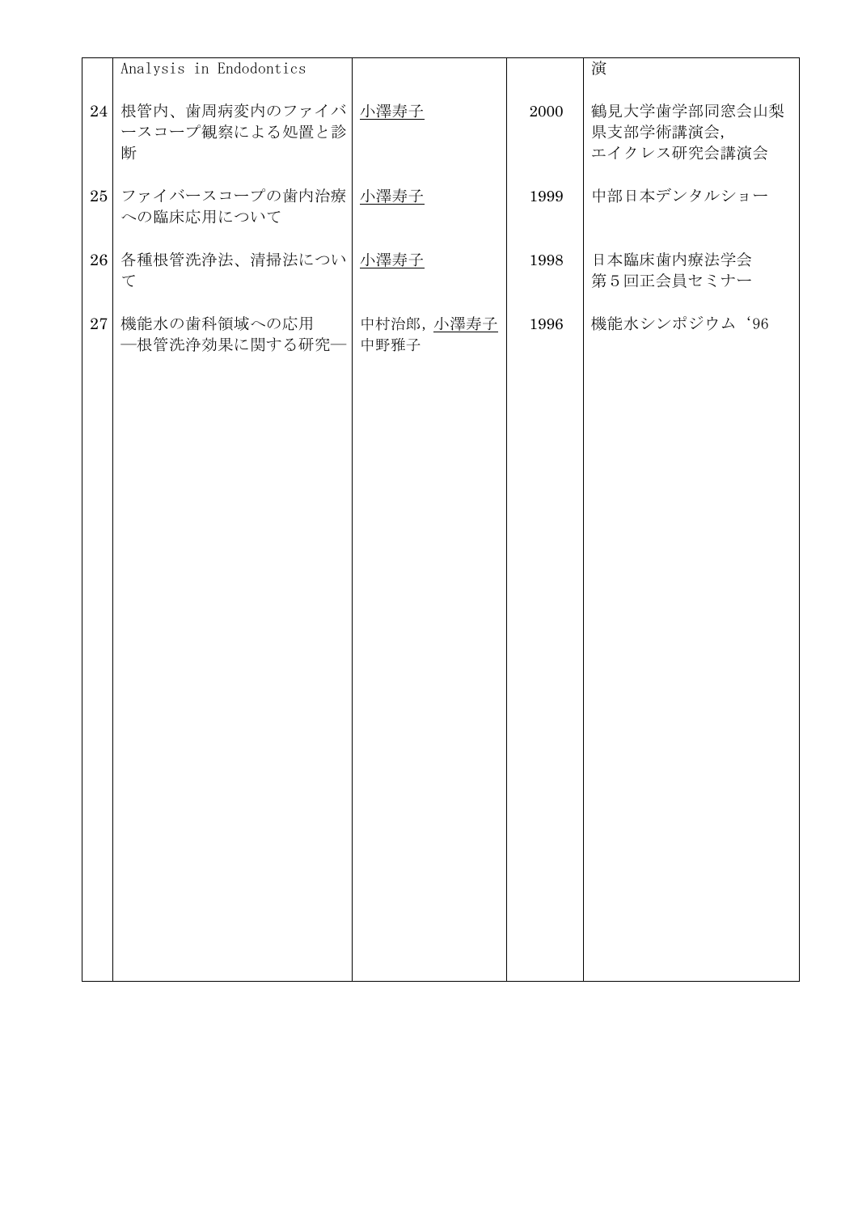| | | | | |
|---|---|---|---|---|
| | Analysis in Endodontics | | | 演 |
| 24 | 根管内、歯周病変内のファイバースコープ観察による処置と診断 | 小澤寿子 | 2000 | 鶴見大学歯学部同窓会山梨県支部学術講演会,<br>エイクレス研究会講演会 |
| 25 | ファイバースコープの歯内治療への臨床応用について | 小澤寿子 | 1999 | 中部日本デンタルショー |
| 26 | 各種根管洗浄法、清掃法について | 小澤寿子 | 1998 | 日本臨床歯内療法学会<br>第5回正会員セミナー |
| 27 | 機能水の歯科領域への応用<br>—根管洗浄効果に関する研究— | 中村治郎, 小澤寿子<br>中野雅子 | 1996 | 機能水シンポジウム‘96 |